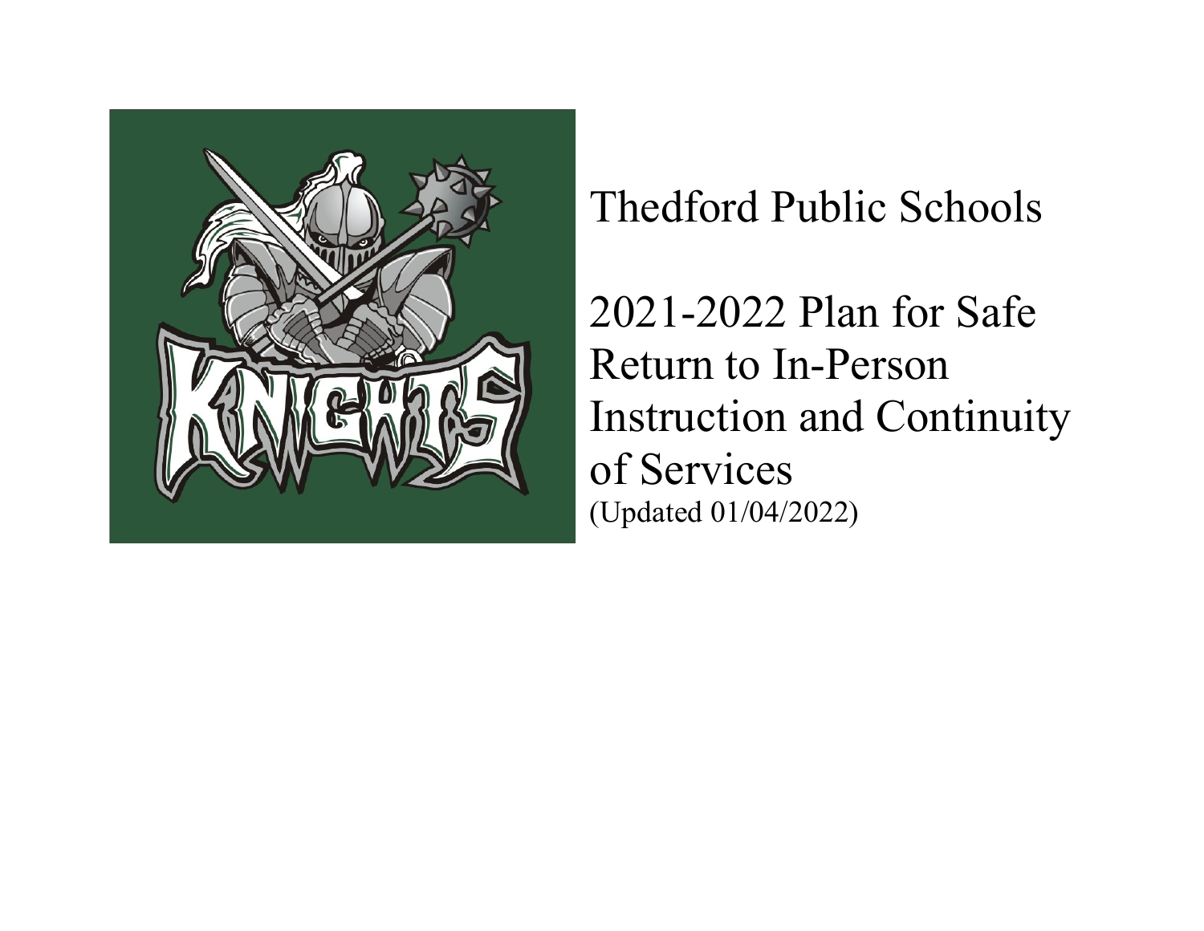# Thedford Public Schools

## 2021-2022 Plan for Safe Return to In-Person Instruction and Continuity of Services

(Updated 01/04/2022)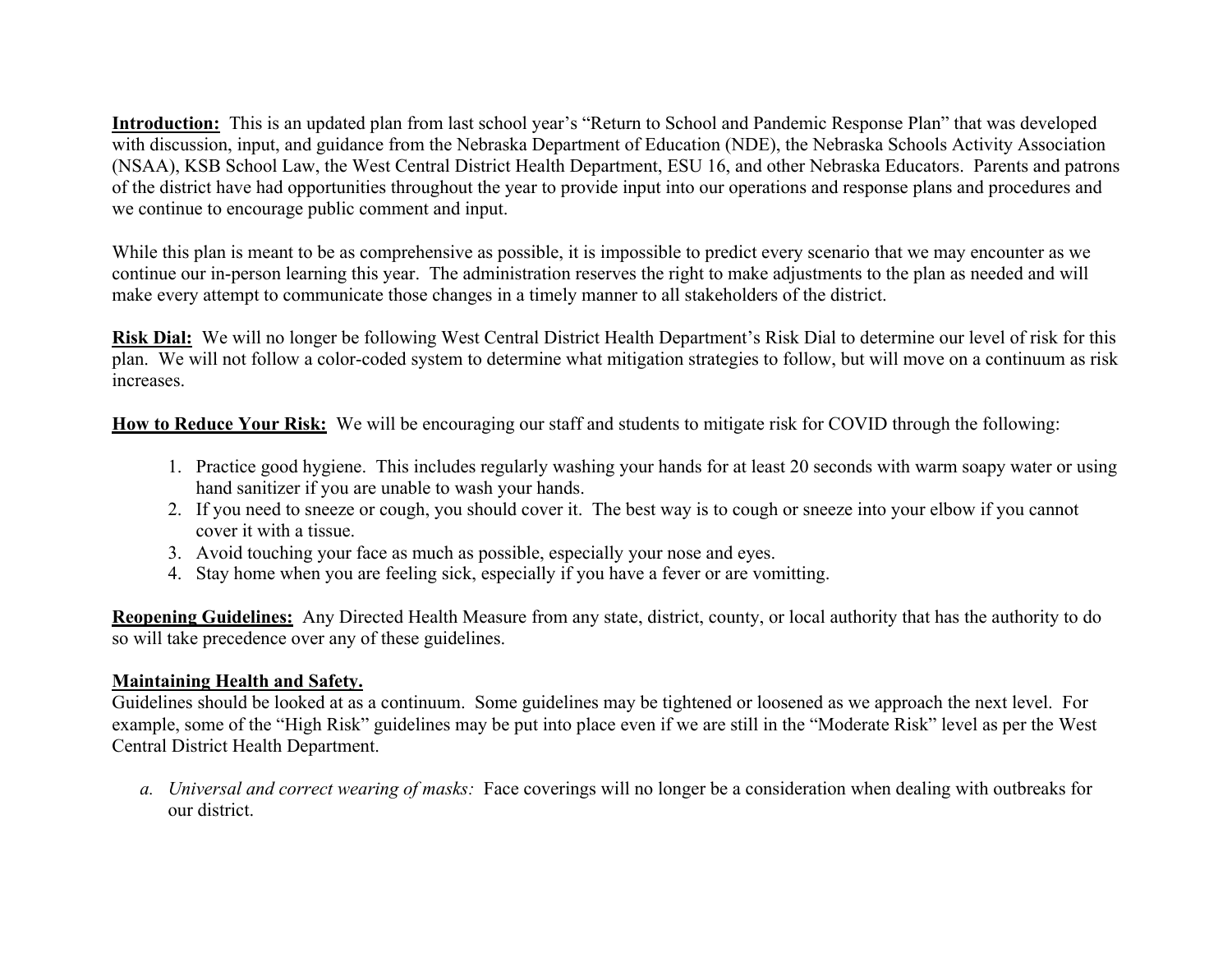**Introduction:** This is an updated plan from last school year's "Return to School and Pandemic Response Plan" that was developed with discussion, input, and guidance from the Nebraska Department of Education (NDE), the Nebraska Schools Activity Association (NSAA), KSB School Law, the West Central District Health Department, ESU 16, and other Nebraska Educators. Parents and patrons of the district have had opportunities throughout the year to provide input into our operations and response plans and procedures and we continue to encourage public comment and input.

While this plan is meant to be as comprehensive as possible, it is impossible to predict every scenario that we may encounter as we continue our in-person learning this year. The administration reserves the right to make adjustments to the plan as needed and will make every attempt to communicate those changes in a timely manner to all stakeholders of the district.

**Risk Dial:** We will no longer be following West Central District Health Department's Risk Dial to determine our level of risk for this plan. We will not follow a color-coded system to determine what mitigation strategies to follow, but will move on a continuum as risk increases.

**How to Reduce Your Risk:** We will be encouraging our staff and students to mitigate risk for COVID through the following:

1. Practice good hygiene. This includes regularly washing your hands for at least 20 seconds with warm soapy water or using hand sanitizer if you are unable to wash your hands.
2. If you need to sneeze or cough, you should cover it. The best way is to cough or sneeze into your elbow if you cannot cover it with a tissue.
3. Avoid touching your face as much as possible, especially your nose and eyes.
4. Stay home when you are feeling sick, especially if you have a fever or are vomitting.

**Reopening Guidelines:** Any Directed Health Measure from any state, district, county, or local authority that has the authority to do so will take precedence over any of these guidelines.

**Maintaining Health and Safety.**

Guidelines should be looked at as a continuum. Some guidelines may be tightened or loosened as we approach the next level. For example, some of the "High Risk" guidelines may be put into place even if we are still in the "Moderate Risk" level as per the West Central District Health Department.

a. *Universal and correct wearing of masks:* Face coverings will no longer be a consideration when dealing with outbreaks for our district.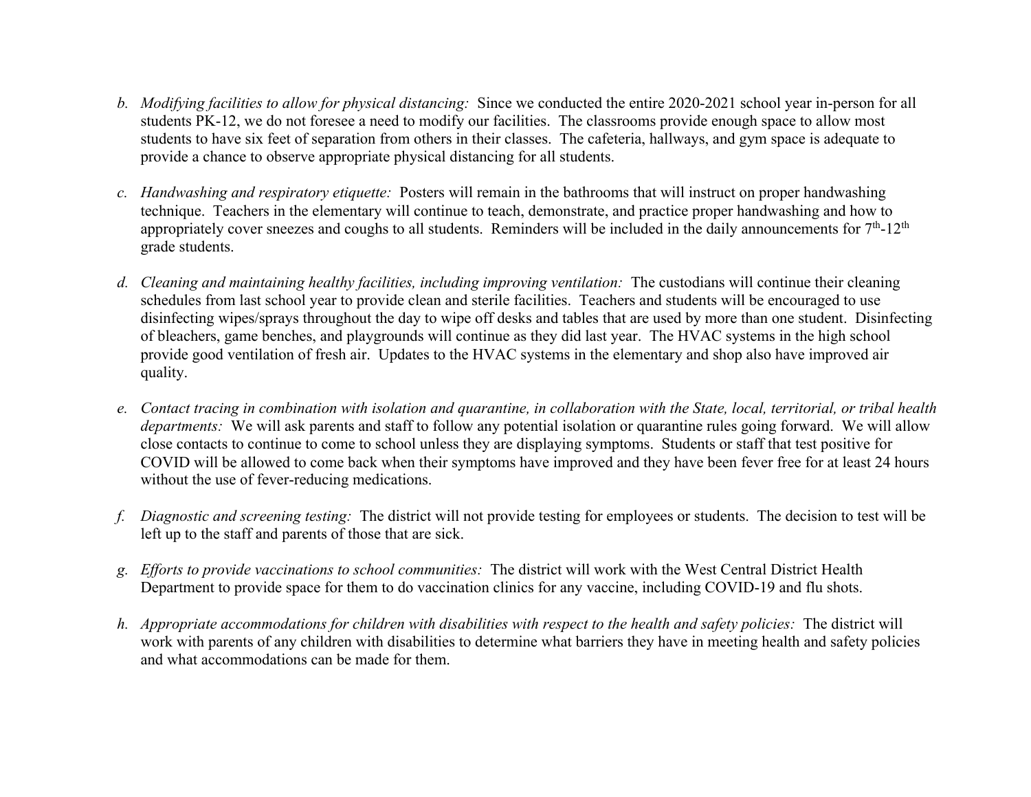b. *Modifying facilities to allow for physical distancing:* Since we conducted the entire 2020-2021 school year in-person for all students PK-12, we do not foresee a need to modify our facilities. The classrooms provide enough space to allow most students to have six feet of separation from others in their classes. The cafeteria, hallways, and gym space is adequate to provide a chance to observe appropriate physical distancing for all students.

c. *Handwashing and respiratory etiquette:* Posters will remain in the bathrooms that will instruct on proper handwashing technique. Teachers in the elementary will continue to teach, demonstrate, and practice proper handwashing and how to appropriately cover sneezes and coughs to all students. Reminders will be included in the daily announcements for 7th-12th grade students.

d. *Cleaning and maintaining healthy facilities, including improving ventilation:* The custodians will continue their cleaning schedules from last school year to provide clean and sterile facilities. Teachers and students will be encouraged to use disinfecting wipes/sprays throughout the day to wipe off desks and tables that are used by more than one student. Disinfecting of bleachers, game benches, and playgrounds will continue as they did last year. The HVAC systems in the high school provide good ventilation of fresh air. Updates to the HVAC systems in the elementary and shop also have improved air quality.

e. *Contact tracing in combination with isolation and quarantine, in collaboration with the State, local, territorial, or tribal health departments:* We will ask parents and staff to follow any potential isolation or quarantine rules going forward. We will allow close contacts to continue to come to school unless they are displaying symptoms. Students or staff that test positive for COVID will be allowed to come back when their symptoms have improved and they have been fever free for at least 24 hours without the use of fever-reducing medications.

f. *Diagnostic and screening testing:* The district will not provide testing for employees or students. The decision to test will be left up to the staff and parents of those that are sick.

g. *Efforts to provide vaccinations to school communities:* The district will work with the West Central District Health Department to provide space for them to do vaccination clinics for any vaccine, including COVID-19 and flu shots.

h. *Appropriate accommodations for children with disabilities with respect to the health and safety policies:* The district will work with parents of any children with disabilities to determine what barriers they have in meeting health and safety policies and what accommodations can be made for them.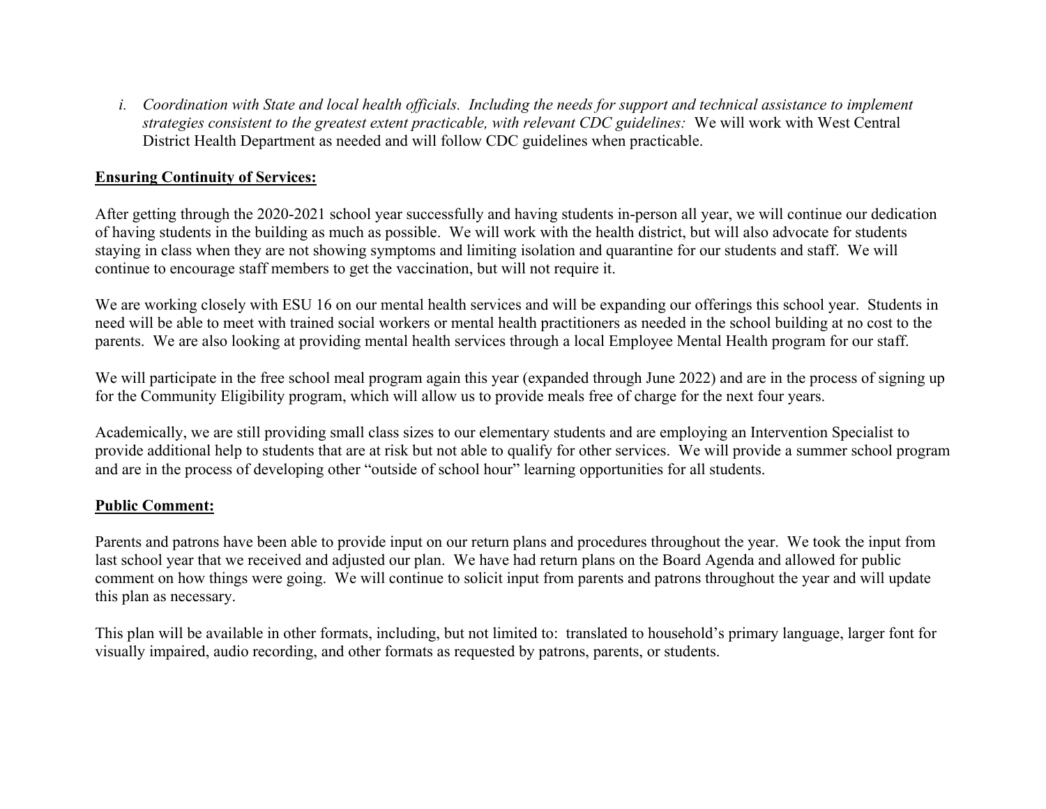i. *Coordination with State and local health officials. Including the needs for support and technical assistance to implement strategies consistent to the greatest extent practicable, with relevant CDC guidelines:* We will work with West Central District Health Department as needed and will follow CDC guidelines when practicable.

**Ensuring Continuity of Services:**

After getting through the 2020-2021 school year successfully and having students in-person all year, we will continue our dedication of having students in the building as much as possible. We will work with the health district, but will also advocate for students staying in class when they are not showing symptoms and limiting isolation and quarantine for our students and staff. We will continue to encourage staff members to get the vaccination, but will not require it.

We are working closely with ESU 16 on our mental health services and will be expanding our offerings this school year. Students in need will be able to meet with trained social workers or mental health practitioners as needed in the school building at no cost to the parents. We are also looking at providing mental health services through a local Employee Mental Health program for our staff.

We will participate in the free school meal program again this year (expanded through June 2022) and are in the process of signing up for the Community Eligibility program, which will allow us to provide meals free of charge for the next four years.

Academically, we are still providing small class sizes to our elementary students and are employing an Intervention Specialist to provide additional help to students that are at risk but not able to qualify for other services. We will provide a summer school program and are in the process of developing other "outside of school hour" learning opportunities for all students.

**Public Comment:**

Parents and patrons have been able to provide input on our return plans and procedures throughout the year. We took the input from last school year that we received and adjusted our plan. We have had return plans on the Board Agenda and allowed for public comment on how things were going. We will continue to solicit input from parents and patrons throughout the year and will update this plan as necessary.

This plan will be available in other formats, including, but not limited to: translated to household's primary language, larger font for visually impaired, audio recording, and other formats as requested by patrons, parents, or students.